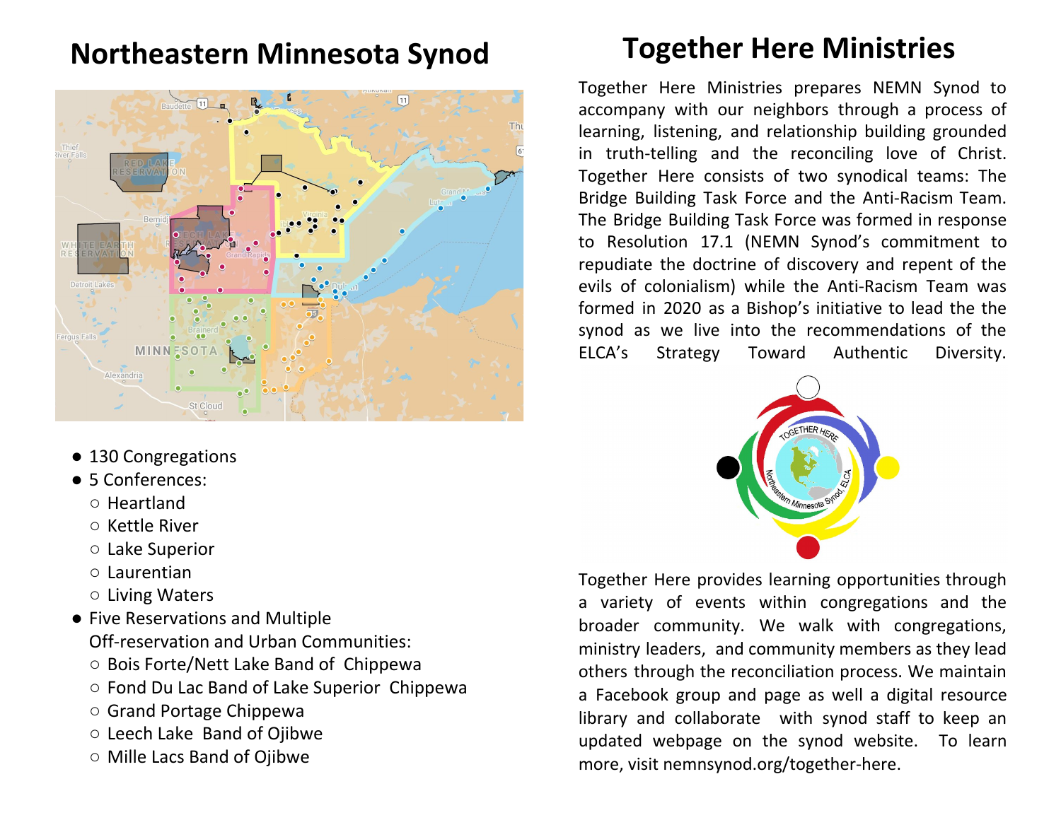# Northeastern Minnesota Synod

- 130 Congregations
- 5 Conferences:
  - Heartland
  - Kettle River
  - Lake Superior
  - Laurentian
  - Living Waters
- Five Reservations and Multiple Off-reservation and Urban Communities:
  - Bois Forte/Nett Lake Band of Chippewa
  - Fond Du Lac Band of Lake Superior Chippewa
  - Grand Portage Chippewa
  - Leech Lake Band of Ojibwe
  - Mille Lacs Band of Ojibwe

# Together Here Ministries

Together Here Ministries prepares NEMN Synod to accompany with our neighbors through a process of learning, listening, and relationship building grounded in truth-telling and the reconciling love of Christ. Together Here consists of two synodical teams: The Bridge Building Task Force and the Anti-Racism Team. The Bridge Building Task Force was formed in response to Resolution 17.1 (NEMN Synod's commitment to repudiate the doctrine of discovery and repent of the evils of colonialism) while the Anti-Racism Team was formed in 2020 as a Bishop's initiative to lead the the synod as we live into the recommendations of the ELCA's Strategy Toward Authentic Diversity.

Together Here provides learning opportunities through a variety of events within congregations and the broader community. We walk with congregations, ministry leaders, and community members as they lead others through the reconciliation process. We maintain a Facebook group and page as well a digital resource library and collaborate with synod staff to keep an updated webpage on the synod website. To learn more, visit nemnsynod.org/together-here.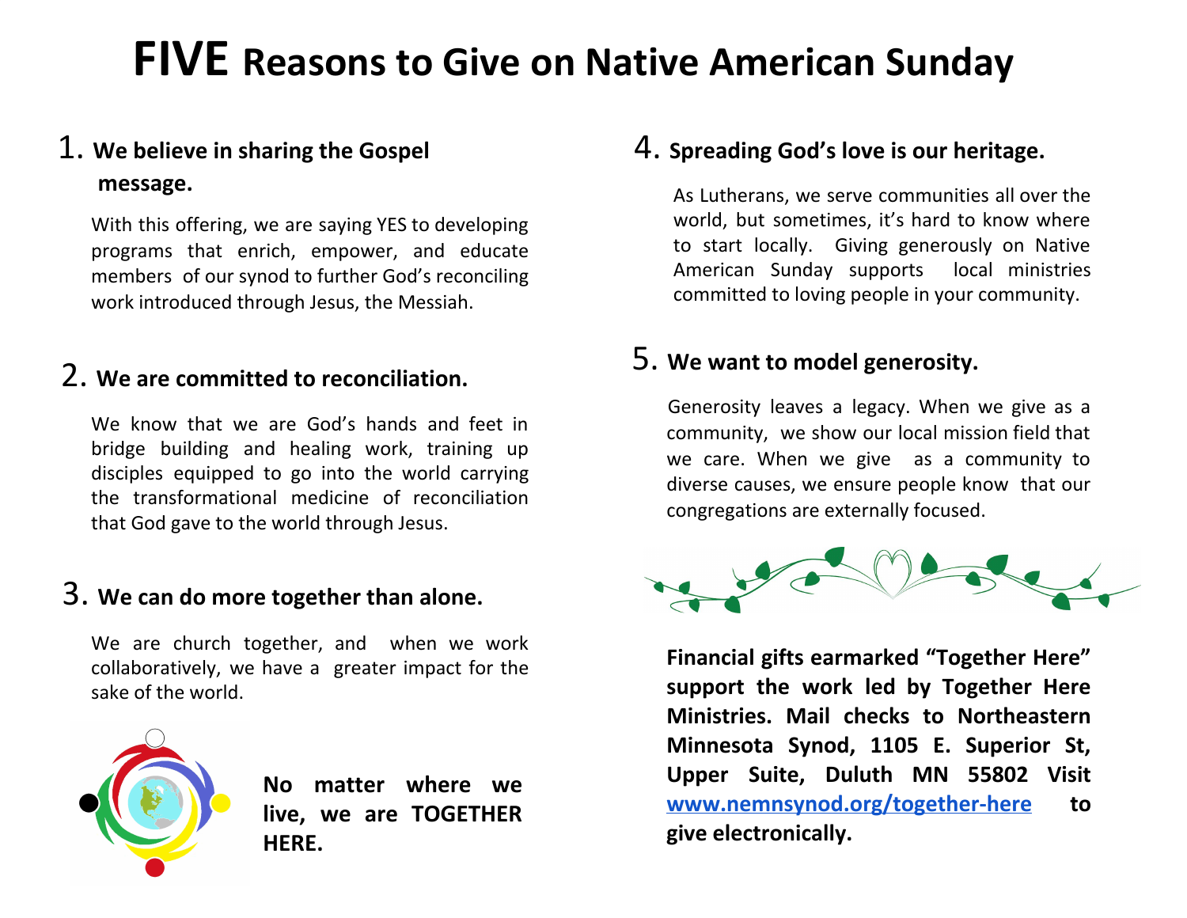# **FIVE** Reasons to Give on Native American Sunday

1. **We believe in sharing the Gospel message.**

With this offering, we are saying YES to developing programs that enrich, empower, and educate members of our synod to further God's reconciling work introduced through Jesus, the Messiah.

2. **We are committed to reconciliation.**

We know that we are God's hands and feet in bridge building and healing work, training up disciples equipped to go into the world carrying the transformational medicine of reconciliation that God gave to the world through Jesus.

3. **We can do more together than alone.**

We are church together, and when we work collaboratively, we have a greater impact for the sake of the world.

**No matter where we live, we are TOGETHER HERE.**

4. **Spreading God's love is our heritage.**

As Lutherans, we serve communities all over the world, but sometimes, it's hard to know where to start locally. Giving generously on Native American Sunday supports local ministries committed to loving people in your community.

5. **We want to model generosity.**

Generosity leaves a legacy. When we give as a community, we show our local mission field that we care. When we give as a community to diverse causes, we ensure people know that our congregations are externally focused.

**Financial gifts earmarked "Together Here" support the work led by Together Here Ministries. Mail checks to Northeastern Minnesota Synod, 1105 E. Superior St, Upper Suite, Duluth MN 55802 Visit [www.nemnsynod.org/together-here](http://www.nemnsynod.org/together-here) to give electronically.**